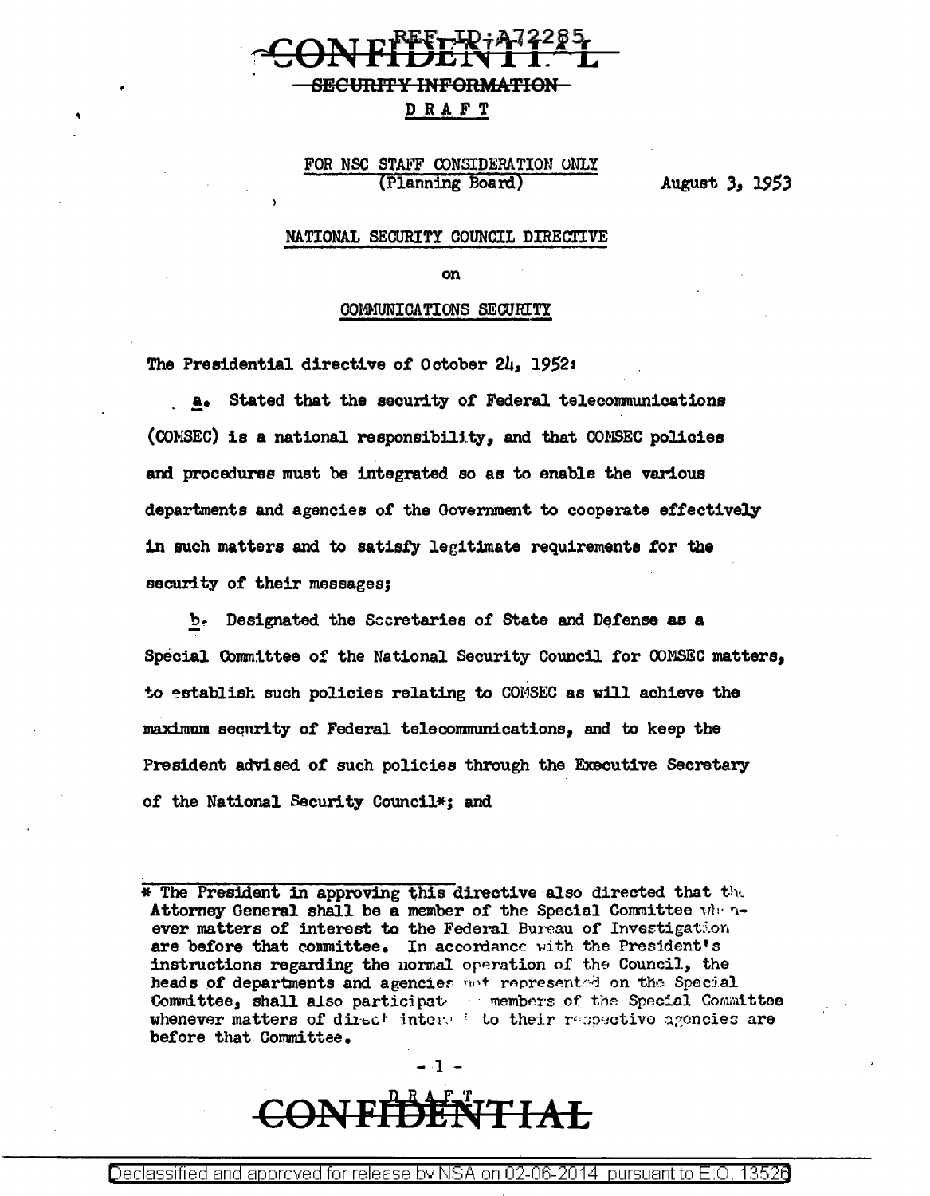REF ID:A72285

CONFIDENTIAL

SECURITY INFORMATION

DRAFT

FOR NSC STAFF CONSIDERATION ONLY
(Planning Board)

August 3, 1953

NATIONAL SECURITY COUNCIL DIRECTIVE

on

COMMUNICATIONS SECURITY

The Presidential directive of October 24, 1952:

a. Stated that the security of Federal telecommunications (COMSEC) is a national responsibility, and that COMSEC policies and procedures must be integrated so as to enable the various departments and agencies of the Government to cooperate effectively in such matters and to satisfy legitimate requirements for the security of their messages;

b. Designated the Secretaries of State and Defense as a Special Committee of the National Security Council for COMSEC matters, to establish such policies relating to COMSEC as will achieve the maximum security of Federal telecommunications, and to keep the President advised of such policies through the Executive Secretary of the National Security Council*; and

* The President in approving this directive also directed that the Attorney General shall be a member of the Special Committee whenever matters of interest to the Federal Bureau of Investigation are before that committee. In accordance with the President's instructions regarding the normal operation of the Council, the heads of departments and agencies not represented on the Special Committee, shall also participate as members of the Special Committee whenever matters of direct interest to their respective agencies are before that Committee.

DRAFT

CONFIDENTIAL

Declassified and approved for release by NSA on 02-06-2014 pursuant to E.O. 13526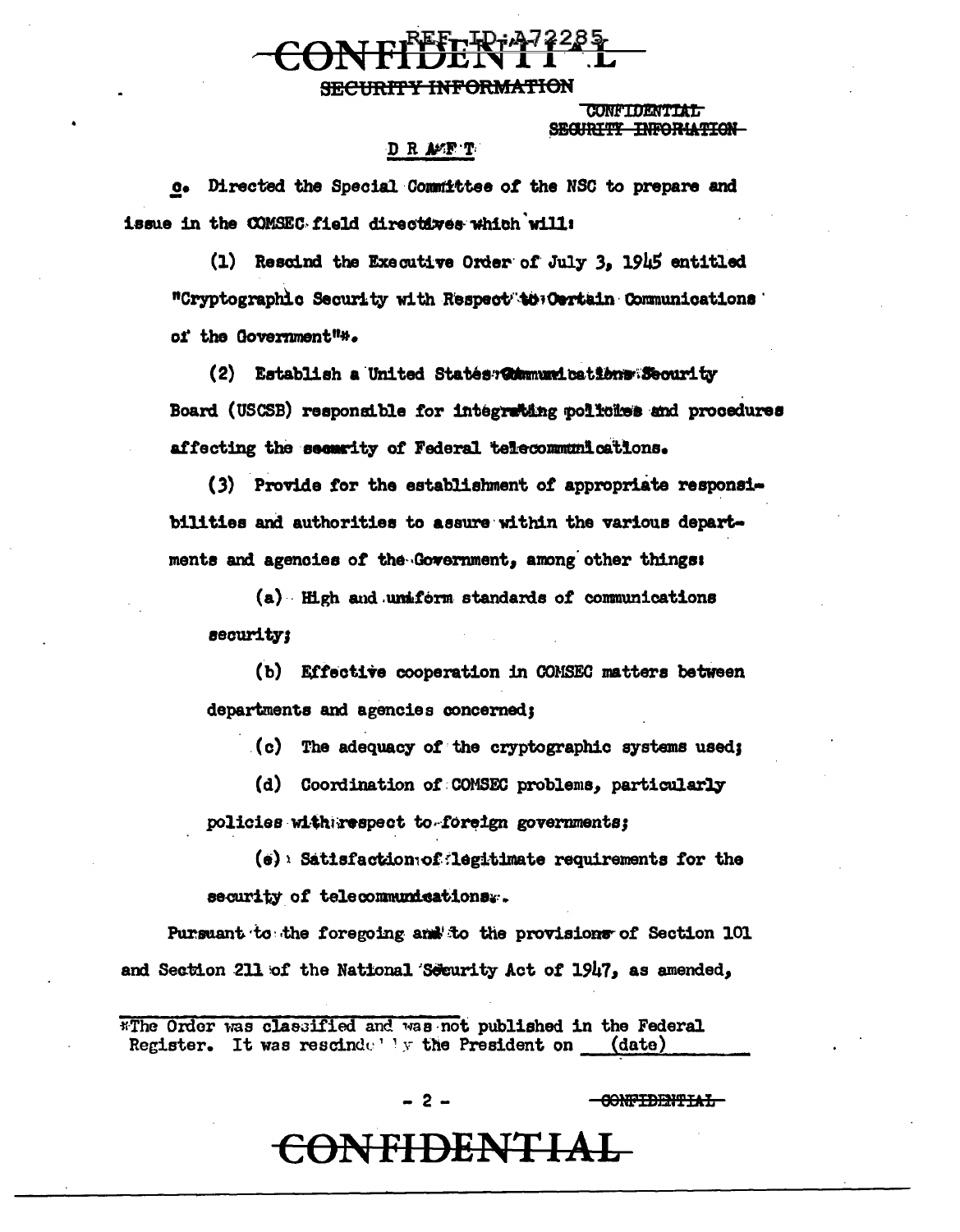DRAFT

c. Directed the Special Committee of the NSC to prepare and issue in the COMSEC field directives which will:

(1) Rescind the Executive Order of July 3, 1945 entitled "Cryptographic Security with Respect to Certain Communications of the Government"*.

(2) Establish a United States Communications Security Board (USCSB) responsible for integrating policies and procedures affecting the security of Federal telecommunications.

(3) Provide for the establishment of appropriate responsibilities and authorities to assure within the various departments and agencies of the Government, among other things:

(a) High and uniform standards of communications security;

(b) Effective cooperation in COMSEC matters between departments and agencies concerned;

(c) The adequacy of the cryptographic systems used;

(d) Coordination of COMSEC problems, particularly policies with respect to foreign governments;

(e) Satisfaction of legitimate requirements for the security of telecommunications.

Pursuant to the foregoing and to the provisions of Section 101 and Section 211 of the National Security Act of 1947, as amended,

*The Order was classified and was not published in the Federal Register. It was rescinded by the President on ____(date)____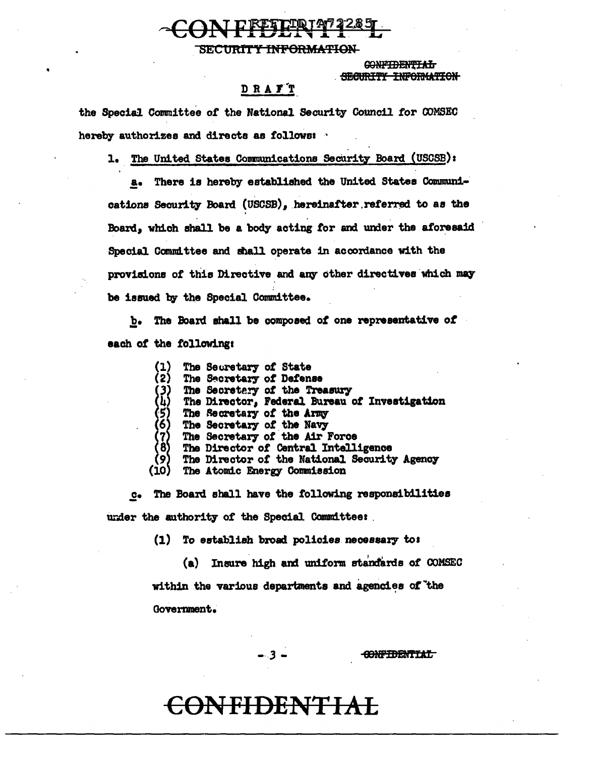DRAFT

the Special Committee of the National Security Council for COMSEC hereby authorizes and directs as follows:

1. The United States Communications Security Board (USCSB):

a. There is hereby established the United States Communications Security Board (USCSB), hereinafter referred to as the Board, which shall be a body acting for and under the aforesaid Special Committee and shall operate in accordance with the provisions of this Directive and any other directives which may be issued by the Special Committee.

b. The Board shall be composed of one representative of each of the following:

(1) The Secretary of State
(2) The Secretary of Defense
(3) The Secretary of the Treasury
(4) The Director, Federal Bureau of Investigation
(5) The Secretary of the Army
(6) The Secretary of the Navy
(7) The Secretary of the Air Force
(8) The Director of Central Intelligence
(9) The Director of the National Security Agency
(10) The Atomic Energy Commission

c. The Board shall have the following responsibilities under the authority of the Special Committee:

(1) To establish broad policies necessary to:

(a) Insure high and uniform standards of COMSEC within the various departments and agencies of the Government.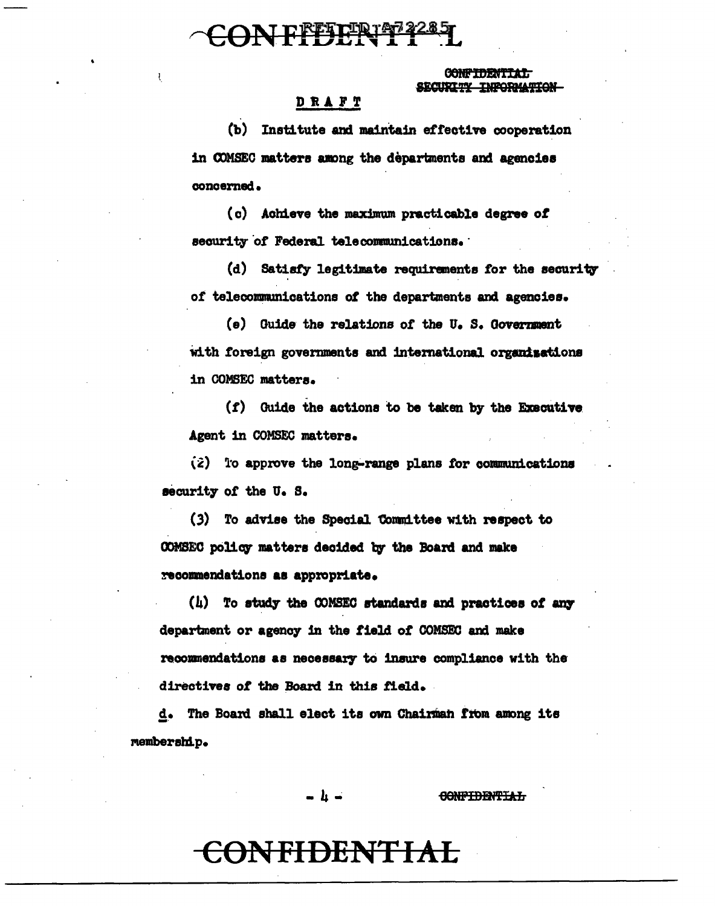DRAFT

(b) Institute and maintain effective cooperation in COMSEC matters among the departments and agencies concerned.

(c) Achieve the maximum practicable degree of security of Federal telecommunications.

(d) Satisfy legitimate requirements for the security of telecommunications of the departments and agencies.

(e) Guide the relations of the U. S. Government with foreign governments and international organizations in COMSEC matters.

(f) Guide the actions to be taken by the Executive Agent in COMSEC matters.

(2) To approve the long-range plans for communications security of the U. S.

(3) To advise the Special Committee with respect to COMSEC policy matters decided by the Board and make recommendations as appropriate.

(4) To study the COMSEC standards and practices of any department or agency in the field of COMSEC and make recommendations as necessary to insure compliance with the directives of the Board in this field.

d. The Board shall elect its own Chairman from among its membership.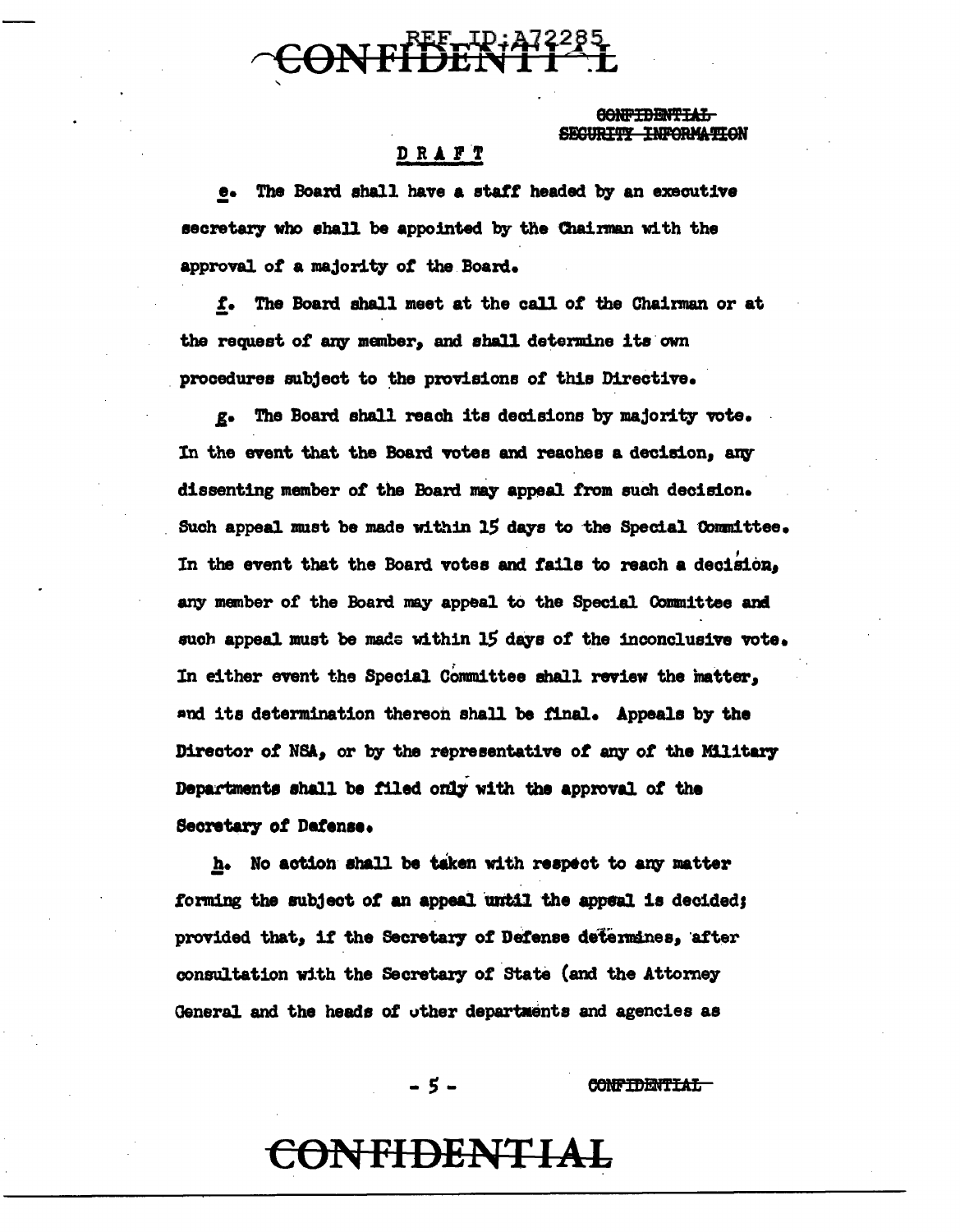DRAFT

e. The Board shall have a staff headed by an executive secretary who shall be appointed by the Chairman with the approval of a majority of the Board.

f. The Board shall meet at the call of the Chairman or at the request of any member, and shall determine its own procedures subject to the provisions of this Directive.

g. The Board shall reach its decisions by majority vote. In the event that the Board votes and reaches a decision, any dissenting member of the Board may appeal from such decision. Such appeal must be made within 15 days to the Special Committee. In the event that the Board votes and fails to reach a decision, any member of the Board may appeal to the Special Committee and such appeal must be made within 15 days of the inconclusive vote. In either event the Special Committee shall review the matter, and its determination thereon shall be final. Appeals by the Director of NSA, or by the representative of any of the Military Departments shall be filed only with the approval of the Secretary of Defense.

h. No action shall be taken with respect to any matter forming the subject of an appeal until the appeal is decided; provided that, if the Secretary of Defense determines, after consultation with the Secretary of State (and the Attorney General and the heads of other departments and agencies as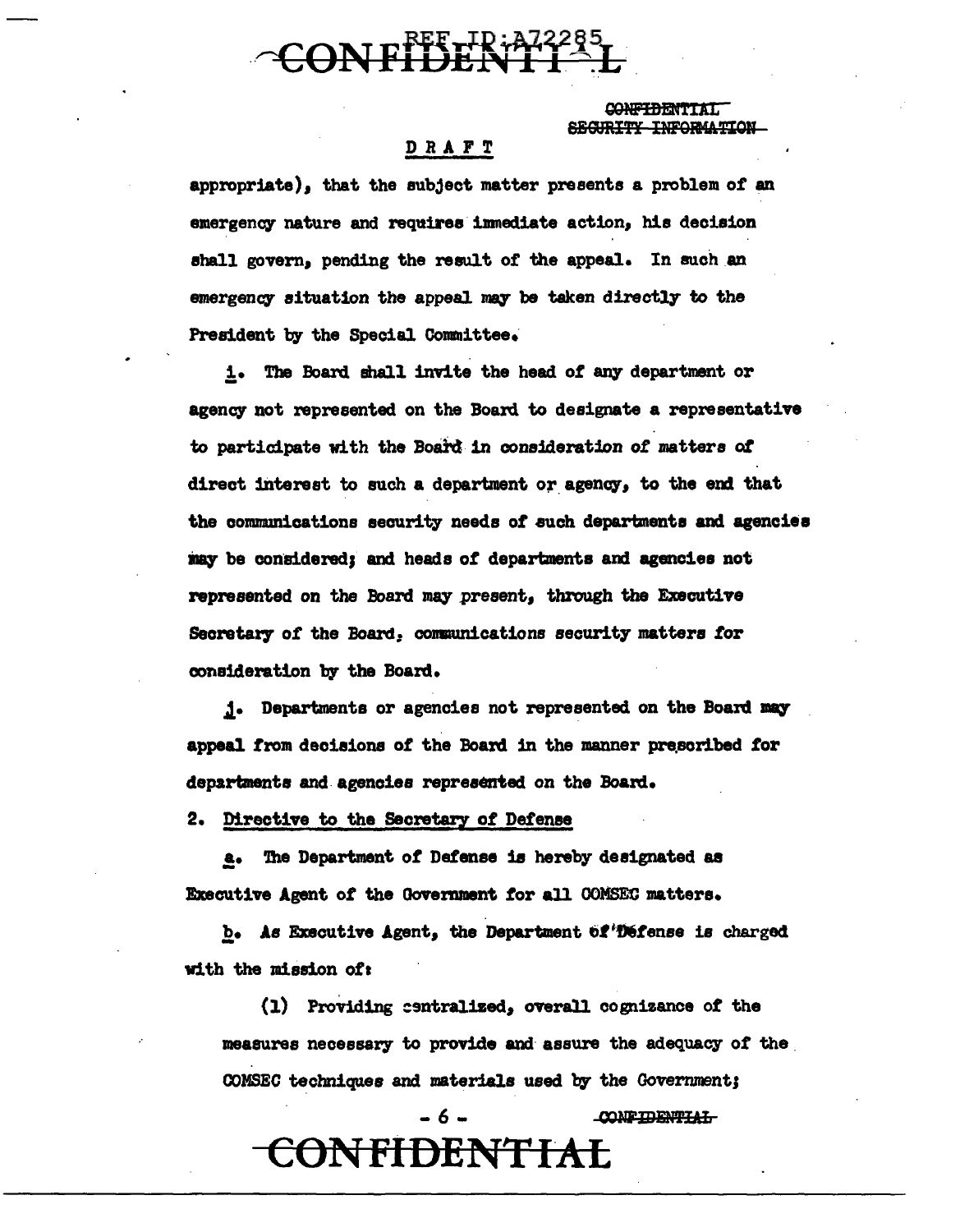DRAFT

appropriate), that the subject matter presents a problem of an emergency nature and requires immediate action, his decision shall govern, pending the result of the appeal. In such an emergency situation the appeal may be taken directly to the President by the Special Committee.

i. The Board shall invite the head of any department or agency not represented on the Board to designate a representative to participate with the Board in consideration of matters of direct interest to such a department or agency, to the end that the communications security needs of such departments and agencies may be considered; and heads of departments and agencies not represented on the Board may present, through the Executive Secretary of the Board, communications security matters for consideration by the Board.

j. Departments or agencies not represented on the Board may appeal from decisions of the Board in the manner prescribed for departments and agencies represented on the Board.

2. Directive to the Secretary of Defense

a. The Department of Defense is hereby designated as Executive Agent of the Government for all COMSEC matters.

b. As Executive Agent, the Department of Defense is charged with the mission of:

(1) Providing centralized, overall cognizance of the measures necessary to provide and assure the adequacy of the COMSEC techniques and materials used by the Government;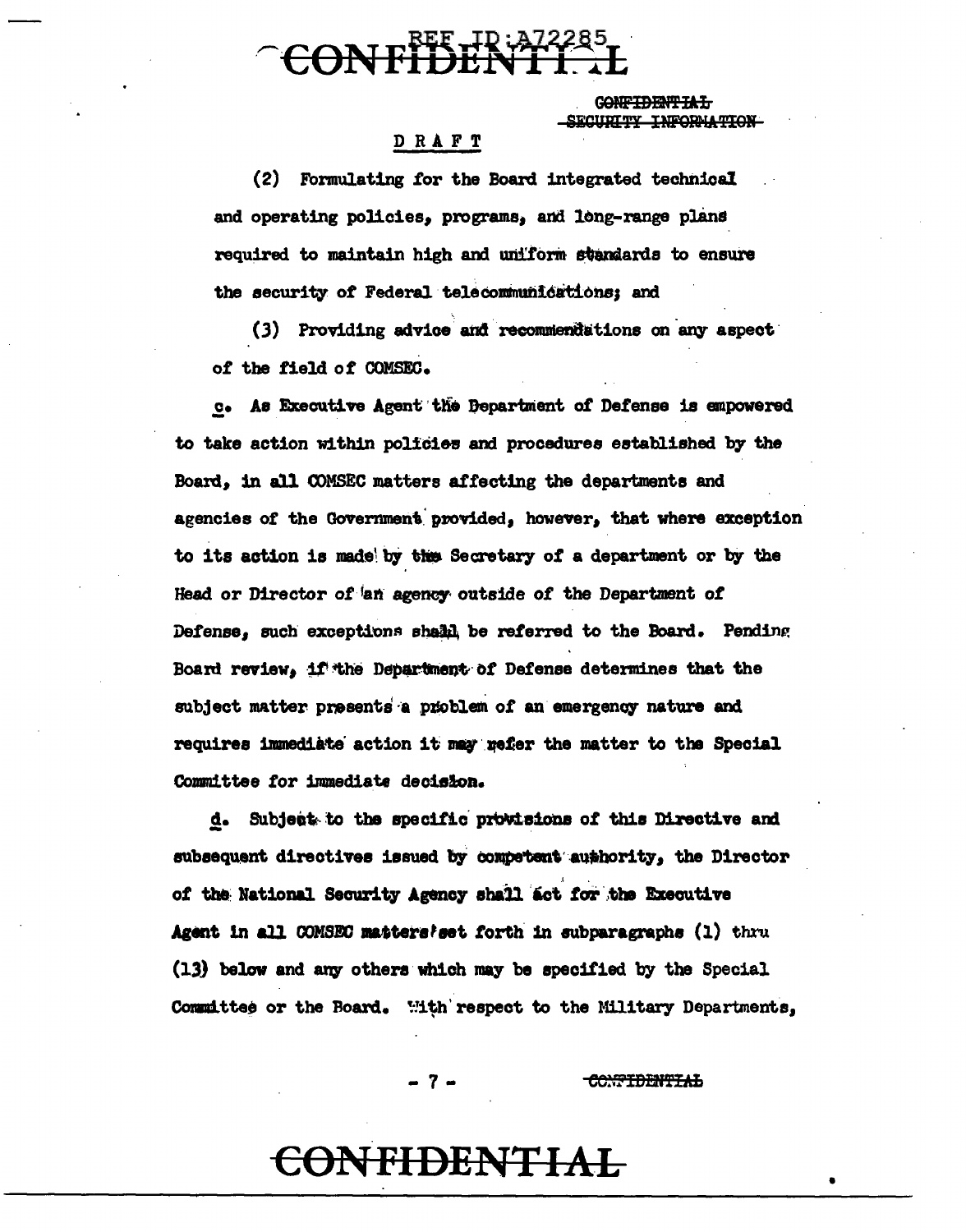CONFIDENTIAL
SECURITY INFORMATION

DRAFT

(2) Formulating for the Board integrated technical and operating policies, programs, and long-range plans required to maintain high and uniform standards to ensure the security of Federal telecommunications; and

(3) Providing advice and recommendations on any aspect of the field of COMSEC.

c. As Executive Agent the Department of Defense is empowered to take action within policies and procedures established by the Board, in all COMSEC matters affecting the departments and agencies of the Government provided, however, that where exception to its action is made by the Secretary of a department or by the Head or Director of an agency outside of the Department of Defense, such exceptions shall be referred to the Board. Pending Board review, if the Department of Defense determines that the subject matter presents a problem of an emergency nature and requires immediate action it may refer the matter to the Special Committee for immediate decision.

d. Subject to the specific provisions of this Directive and subsequent directives issued by competent authority, the Director of the National Security Agency shall act for the Executive Agent in all COMSEC matters set forth in subparagraphs (1) thru (13) below and any others which may be specified by the Special Committee or the Board. With respect to the Military Departments,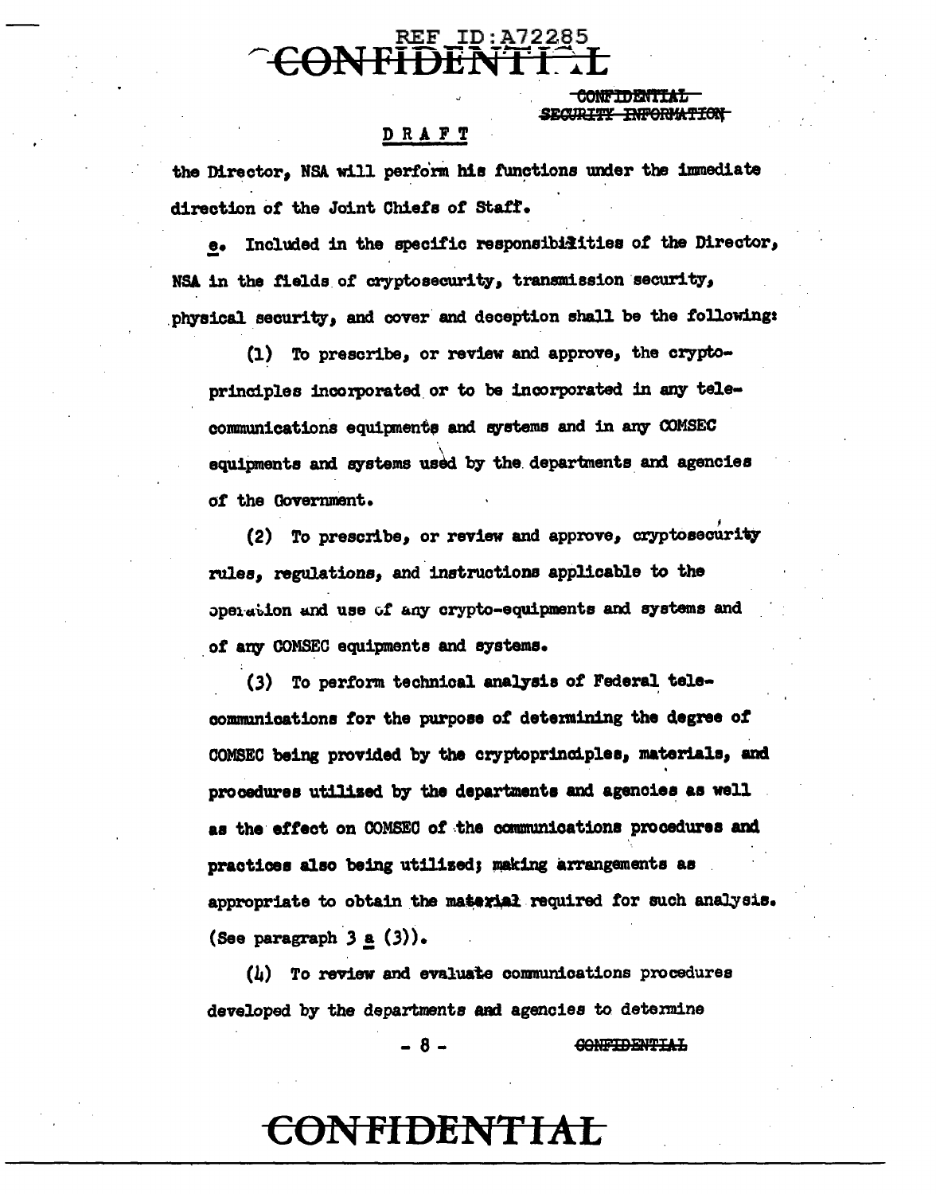DRAFT

the Director, NSA will perform his functions under the immediate direction of the Joint Chiefs of Staff.

e. Included in the specific responsibilities of the Director, NSA in the fields of cryptosecurity, transmission security, physical security, and cover and deception shall be the following:

(1) To prescribe, or review and approve, the cryptoprinciples incorporated or to be incorporated in any telecommunications equipments and systems and in any COMSEC equipments and systems used by the departments and agencies of the Government.

(2) To prescribe, or review and approve, cryptosecurity rules, regulations, and instructions applicable to the operation and use of any crypto-equipments and systems and of any COMSEC equipments and systems.

(3) To perform technical analysis of Federal telecommunications for the purpose of determining the degree of COMSEC being provided by the cryptoprinciples, materials, and procedures utilized by the departments and agencies as well as the effect on COMSEC of the communications procedures and practices also being utilized; making arrangements as appropriate to obtain the material required for such analysis. (See paragraph 3 a (3)).

(4) To review and evaluate communications procedures developed by the departments and agencies to determine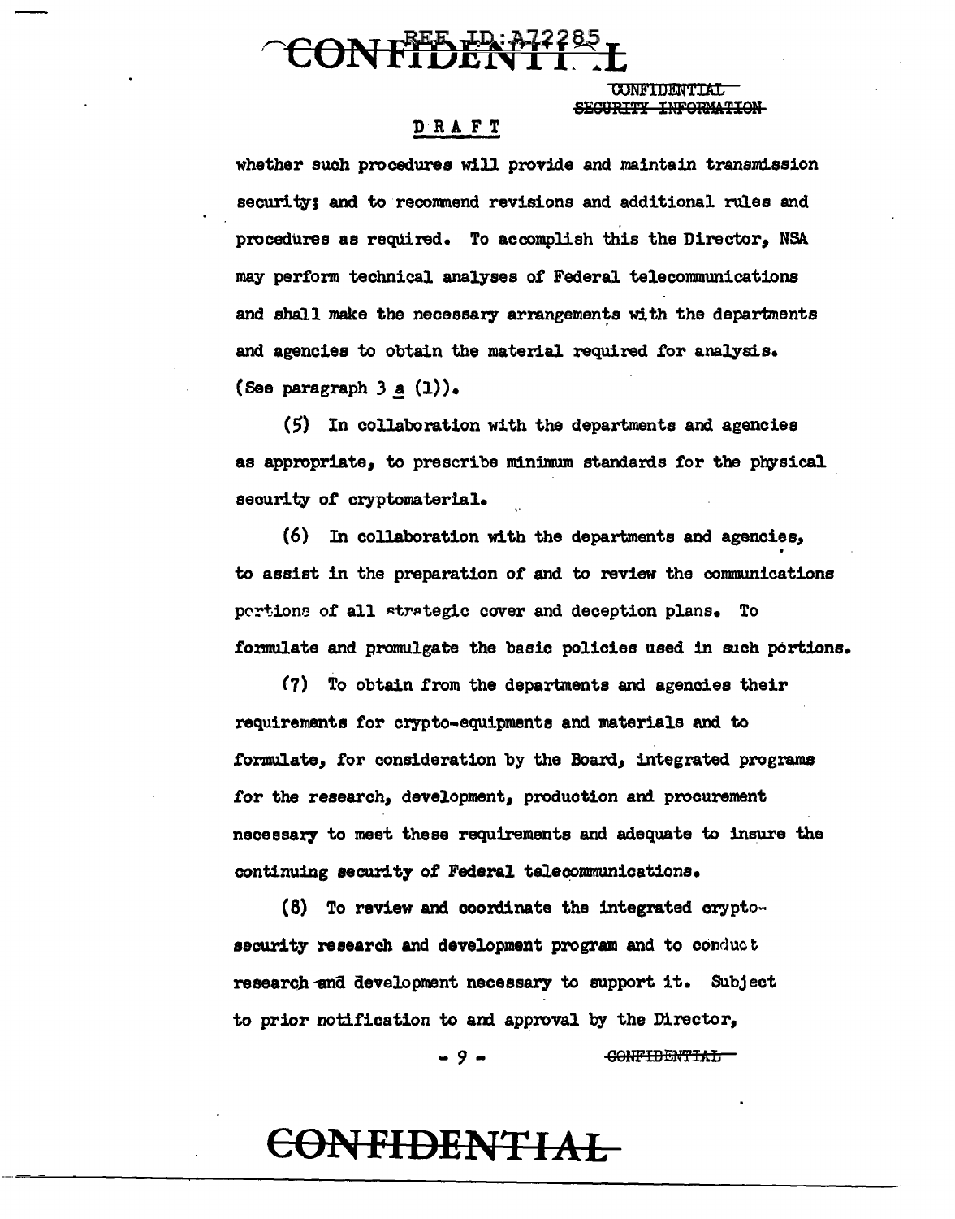DRAFT

whether such procedures will provide and maintain transmission security; and to recommend revisions and additional rules and procedures as required. To accomplish this the Director, NSA may perform technical analyses of Federal telecommunications and shall make the necessary arrangements with the departments and agencies to obtain the material required for analysis. (See paragraph 3 a (1)).

(5) In collaboration with the departments and agencies as appropriate, to prescribe minimum standards for the physical security of cryptomaterial.

(6) In collaboration with the departments and agencies, to assist in the preparation of and to review the communications portions of all strategic cover and deception plans. To formulate and promulgate the basic policies used in such portions.

(7) To obtain from the departments and agencies their requirements for crypto-equipments and materials and to formulate, for consideration by the Board, integrated programs for the research, development, production and procurement necessary to meet these requirements and adequate to insure the continuing security of Federal telecommunications.

(8) To review and coordinate the integrated crypto-security research and development program and to conduct research and development necessary to support it. Subject to prior notification to and approval by the Director,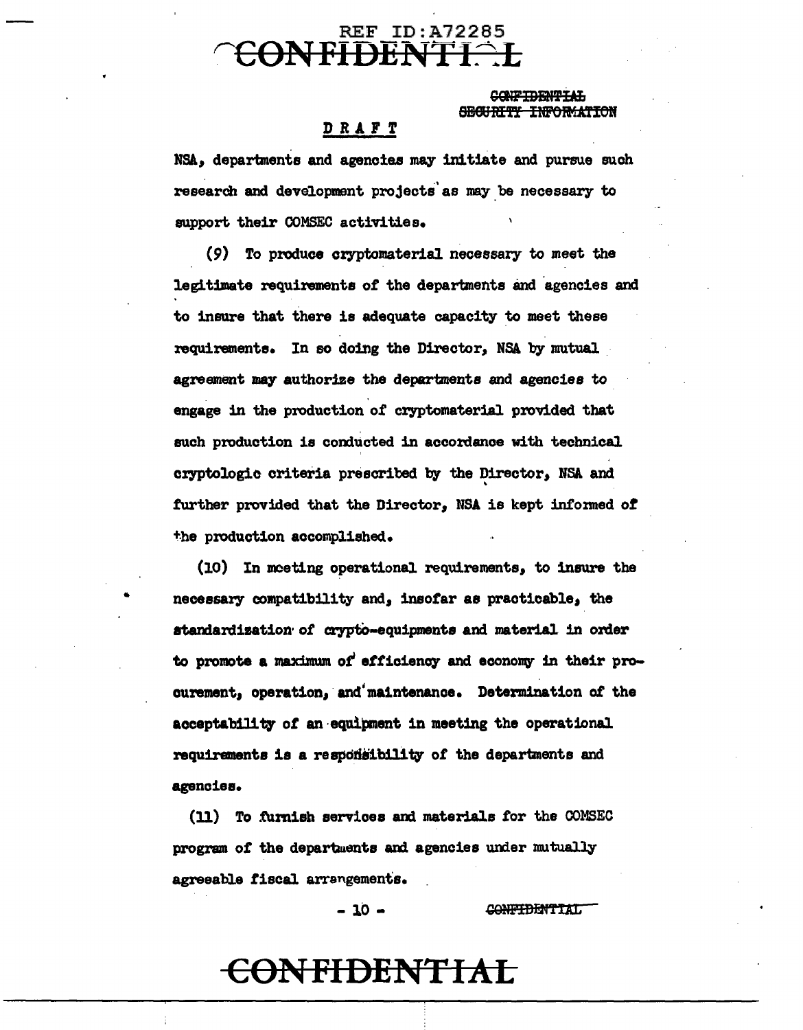DRAFT

NSA, departments and agencies may initiate and pursue such research and development projects as may be necessary to support their COMSEC activities.

(9) To produce cryptomaterial necessary to meet the legitimate requirements of the departments and agencies and to insure that there is adequate capacity to meet these requirements. In so doing the Director, NSA by mutual agreement may authorize the departments and agencies to engage in the production of cryptomaterial provided that such production is conducted in accordance with technical cryptologic criteria prescribed by the Director, NSA and further provided that the Director, NSA is kept informed of the production accomplished.

(10) In meeting operational requirements, to insure the necessary compatibility and, insofar as practicable, the standardization of crypto-equipments and material in order to promote a maximum of efficiency and economy in their procurement, operation, and maintenance. Determination of the acceptability of an equipment in meeting the operational requirements is a responsibility of the departments and agencies.

(11) To furnish services and materials for the COMSEC program of the departments and agencies under mutually agreeable fiscal arrangements.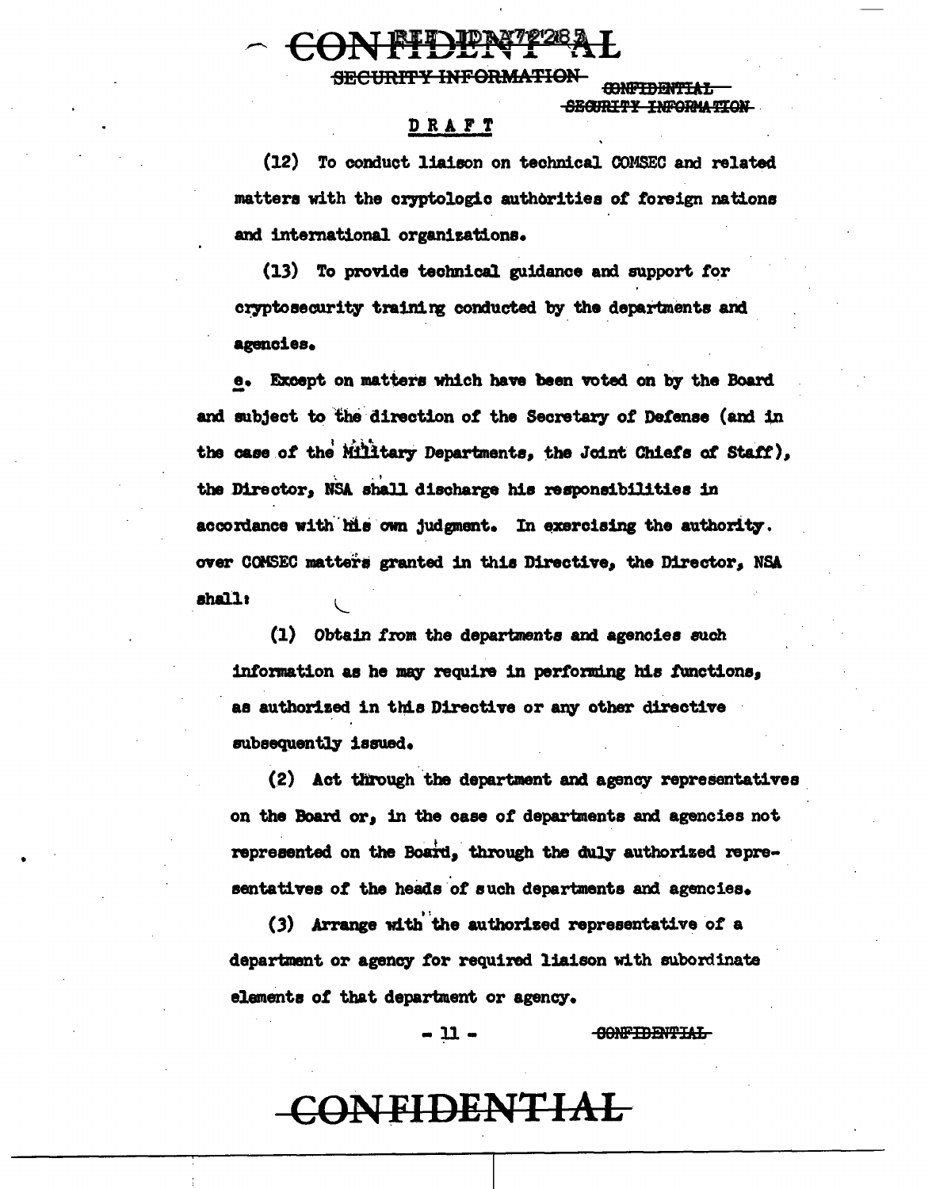CONFIDENTIAL

SECURITY INFORMATION

DRAFT

(12) To conduct liaison on technical COMSEC and related matters with the cryptologic authorities of foreign nations and international organizations.

(13) To provide technical guidance and support for cryptosecurity training conducted by the departments and agencies.

e. Except on matters which have been voted on by the Board and subject to the direction of the Secretary of Defense (and in the case of the Military Departments, the Joint Chiefs of Staff), the Director, NSA shall discharge his responsibilities in accordance with his own judgment. In exercising the authority over COMSEC matters granted in this Directive, the Director, NSA shall:

(1) Obtain from the departments and agencies such information as he may require in performing his functions, as authorized in this Directive or any other directive subsequently issued.

(2) Act through the department and agency representatives on the Board or, in the case of departments and agencies not represented on the Board, through the duly authorized representatives of the heads of such departments and agencies.

(3) Arrange with the authorized representative of a department or agency for required liaison with subordinate elements of that department or agency.

CONFIDENTIAL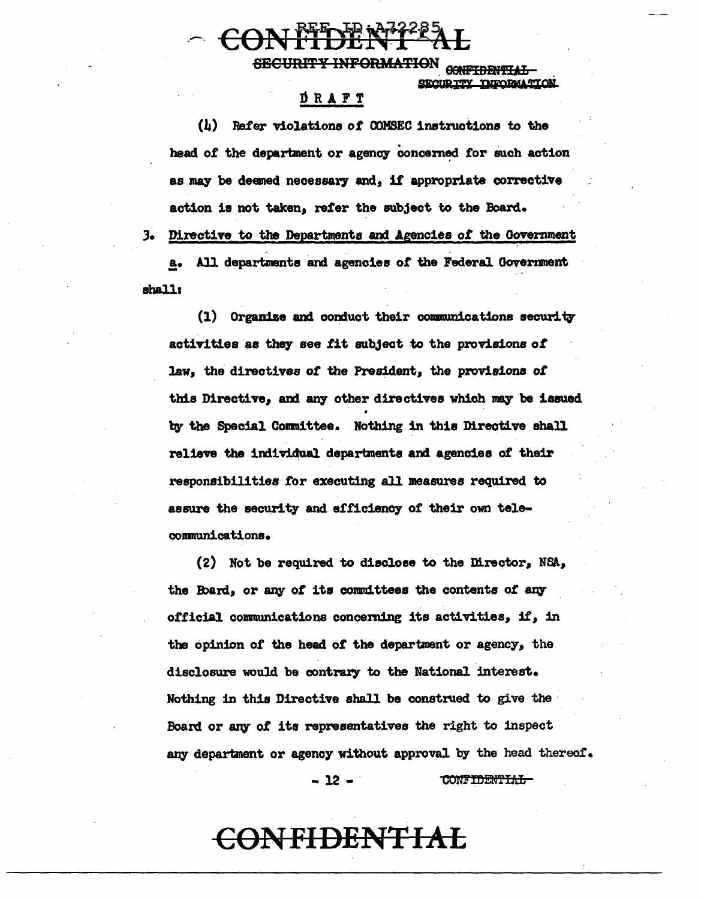DRAFT

(4) Refer violations of COMSEC instructions to the head of the department or agency concerned for such action as may be deemed necessary and, if appropriate corrective action is not taken, refer the subject to the Board.

3. Directive to the Departments and Agencies of the Government

a. All departments and agencies of the Federal Government shall:

(1) Organize and conduct their communications security activities as they see fit subject to the provisions of law, the directives of the President, the provisions of this Directive, and any other directives which may be issued by the Special Committee. Nothing in this Directive shall relieve the individual departments and agencies of their responsibilities for executing all measures required to assure the security and efficiency of their own telecommunications.

(2) Not be required to disclose to the Director, NSA, the Board, or any of its committees the contents of any official communications concerning its activities, if, in the opinion of the head of the department or agency, the disclosure would be contrary to the National interest. Nothing in this Directive shall be construed to give the Board or any of its representatives the right to inspect any department or agency without approval by the head thereof.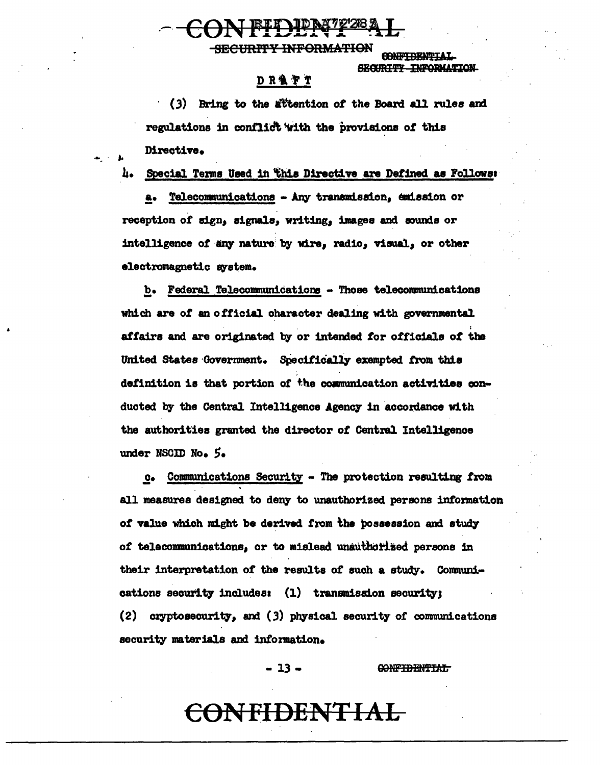DRAFT

(3) Bring to the attention of the Board all rules and regulations in conflict with the provisions of this Directive.

4. Special Terms Used in this Directive are Defined as Follows:

a. Telecommunications - Any transmission, emission or reception of sign, signals, writing, images and sounds or intelligence of any nature by wire, radio, visual, or other electromagnetic system.

b. Federal Telecommunications - Those telecommunications which are of an official character dealing with governmental affairs and are originated by or intended for officials of the United States Government. Specifically exempted from this definition is that portion of the communication activities conducted by the Central Intelligence Agency in accordance with the authorities granted the director of Central Intelligence under NSCID No. 5.

c. Communications Security - The protection resulting from all measures designed to deny to unauthorized persons information of value which might be derived from the possession and study of telecommunications, or to mislead unauthorized persons in their interpretation of the results of such a study. Communications security includes: (1) transmission security; (2) cryptosecurity, and (3) physical security of communications security materials and information.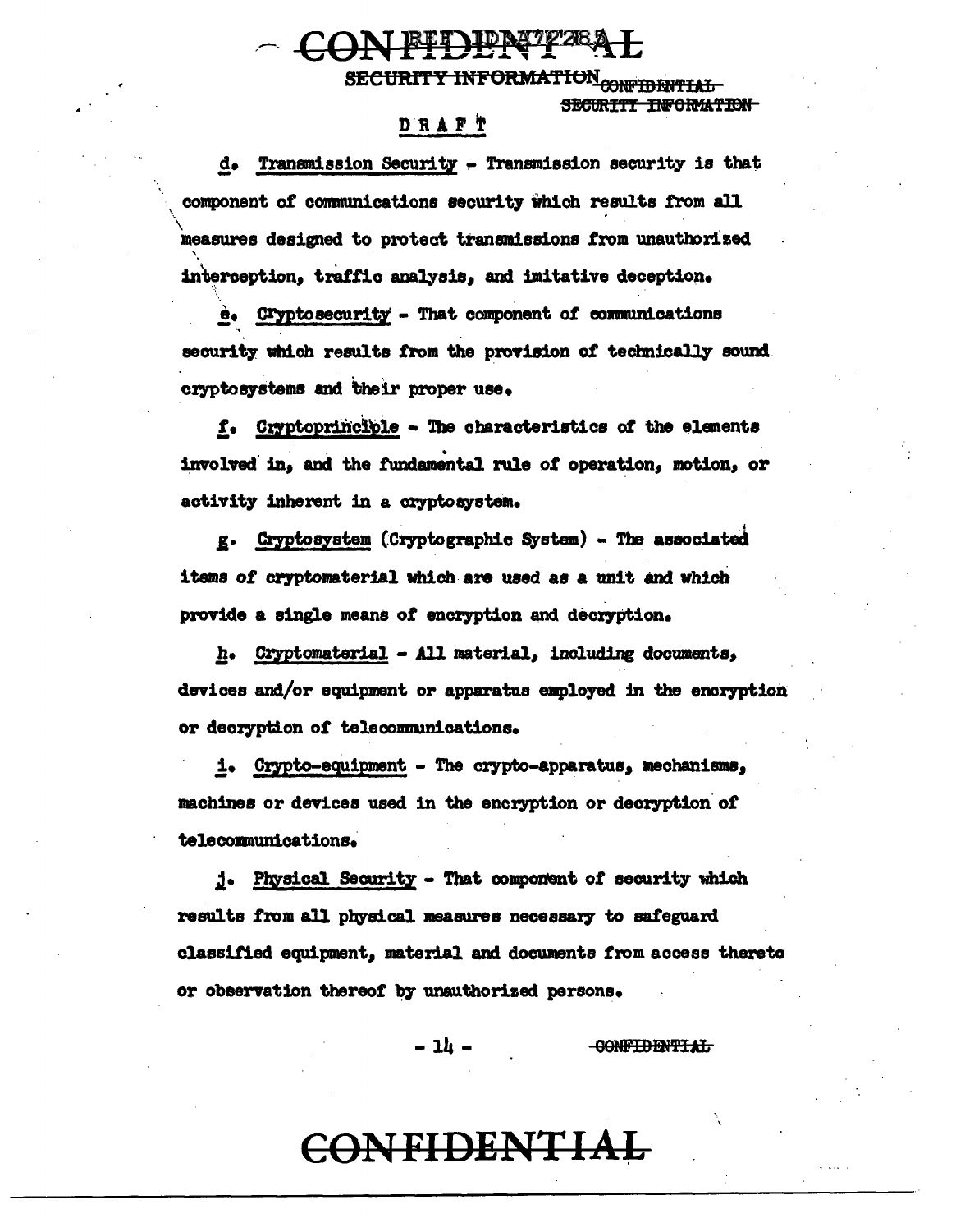DRAFT

d. Transmission Security - Transmission security is that component of communications security which results from all measures designed to protect transmissions from unauthorized interception, traffic analysis, and imitative deception.

e. Cryptosecurity - That component of communications security which results from the provision of technically sound cryptosystems and their proper use.

f. Cryptoprinciple - The characteristics of the elements involved in, and the fundamental rule of operation, motion, or activity inherent in a cryptosystem.

g. Cryptosystem (Cryptographic System) - The associated items of cryptomaterial which are used as a unit and which provide a single means of encryption and decryption.

h. Cryptomaterial - All material, including documents, devices and/or equipment or apparatus employed in the encryption or decryption of telecommunications.

i. Crypto-equipment - The crypto-apparatus, mechanisms, machines or devices used in the encryption or decryption of telecommunications.

j. Physical Security - That component of security which results from all physical measures necessary to safeguard classified equipment, material and documents from access thereto or observation thereof by unauthorized persons.